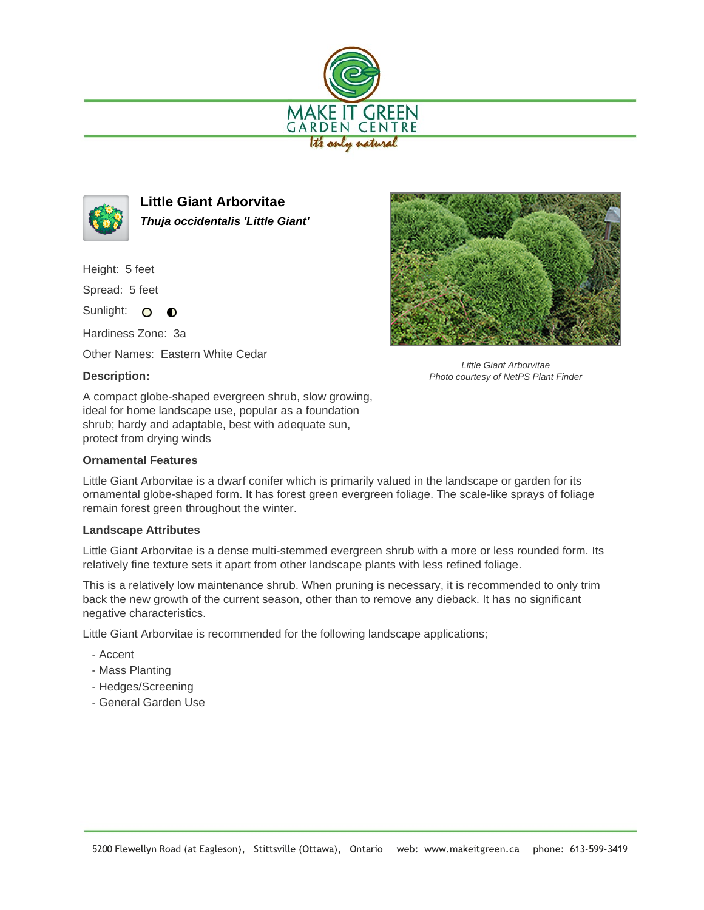# MAKE IT GREEN GARDEN CENTRE

*It's only natural*

## Little Giant Arborvitae

***Thuja occidentalis 'Little Giant'***

Height: 5 feet

Spread: 5 feet

Sunlight: ○ ◐

Hardiness Zone: 3a

Other Names: Eastern White Cedar

*Little Giant Arborvitae*
*Photo courtesy of NetPS Plant Finder*

### Description:

A compact globe-shaped evergreen shrub, slow growing, ideal for home landscape use, popular as a foundation shrub; hardy and adaptable, best with adequate sun, protect from drying winds

### Ornamental Features

Little Giant Arborvitae is a dwarf conifer which is primarily valued in the landscape or garden for its ornamental globe-shaped form. It has forest green evergreen foliage. The scale-like sprays of foliage remain forest green throughout the winter.

### Landscape Attributes

Little Giant Arborvitae is a dense multi-stemmed evergreen shrub with a more or less rounded form. Its relatively fine texture sets it apart from other landscape plants with less refined foliage.

This is a relatively low maintenance shrub. When pruning is necessary, it is recommended to only trim back the new growth of the current season, other than to remove any dieback. It has no significant negative characteristics.

Little Giant Arborvitae is recommended for the following landscape applications;

- Accent
- Mass Planting
- Hedges/Screening
- General Garden Use

5200 Flewellyn Road (at Eagleson), Stittsville (Ottawa), Ontario web: www.makeitgreen.ca phone: 613-599-3419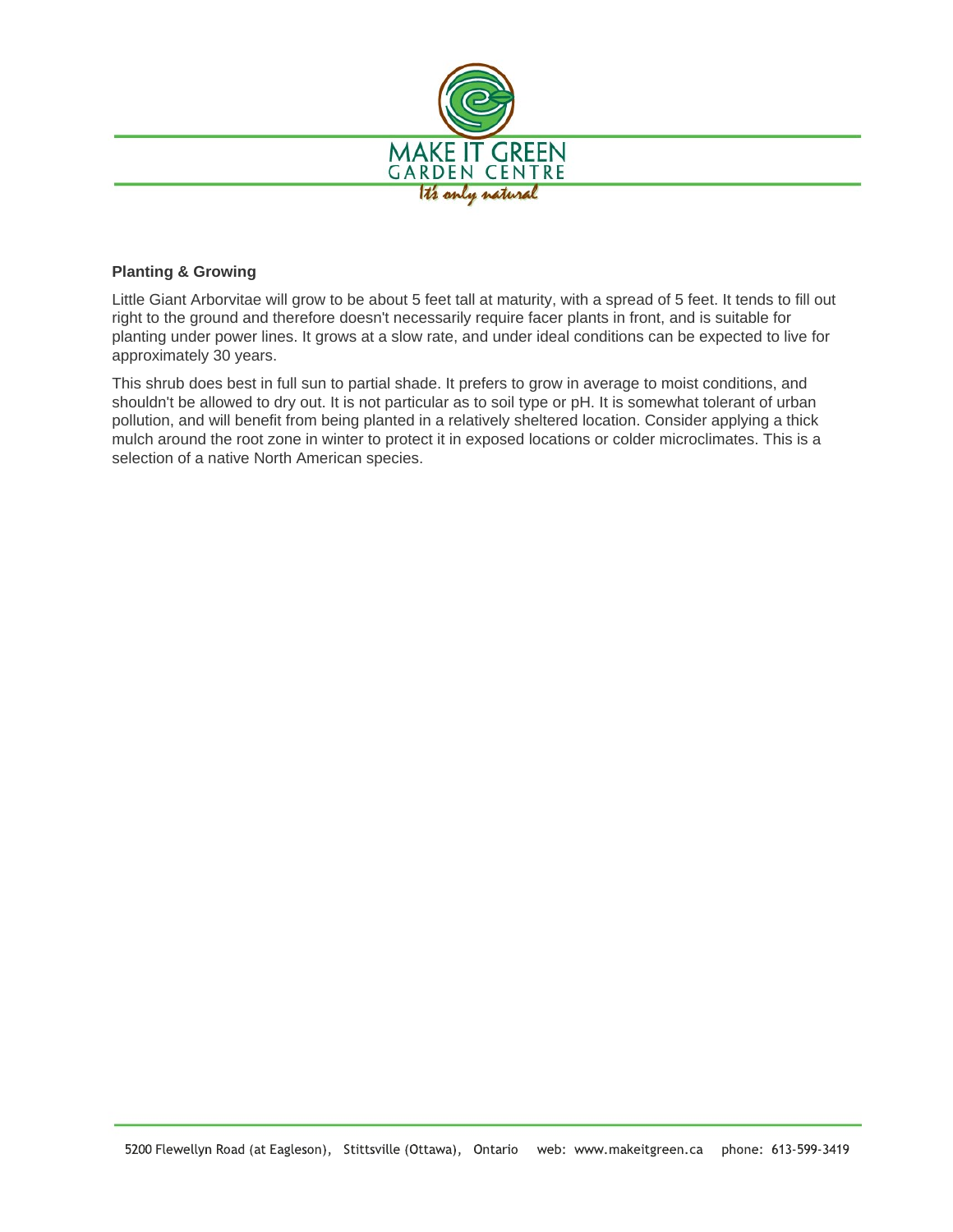**Planting & Growing**

Little Giant Arborvitae will grow to be about 5 feet tall at maturity, with a spread of 5 feet. It tends to fill out right to the ground and therefore doesn't necessarily require facer plants in front, and is suitable for planting under power lines. It grows at a slow rate, and under ideal conditions can be expected to live for approximately 30 years.

This shrub does best in full sun to partial shade. It prefers to grow in average to moist conditions, and shouldn't be allowed to dry out. It is not particular as to soil type or pH. It is somewhat tolerant of urban pollution, and will benefit from being planted in a relatively sheltered location. Consider applying a thick mulch around the root zone in winter to protect it in exposed locations or colder microclimates. This is a selection of a native North American species.